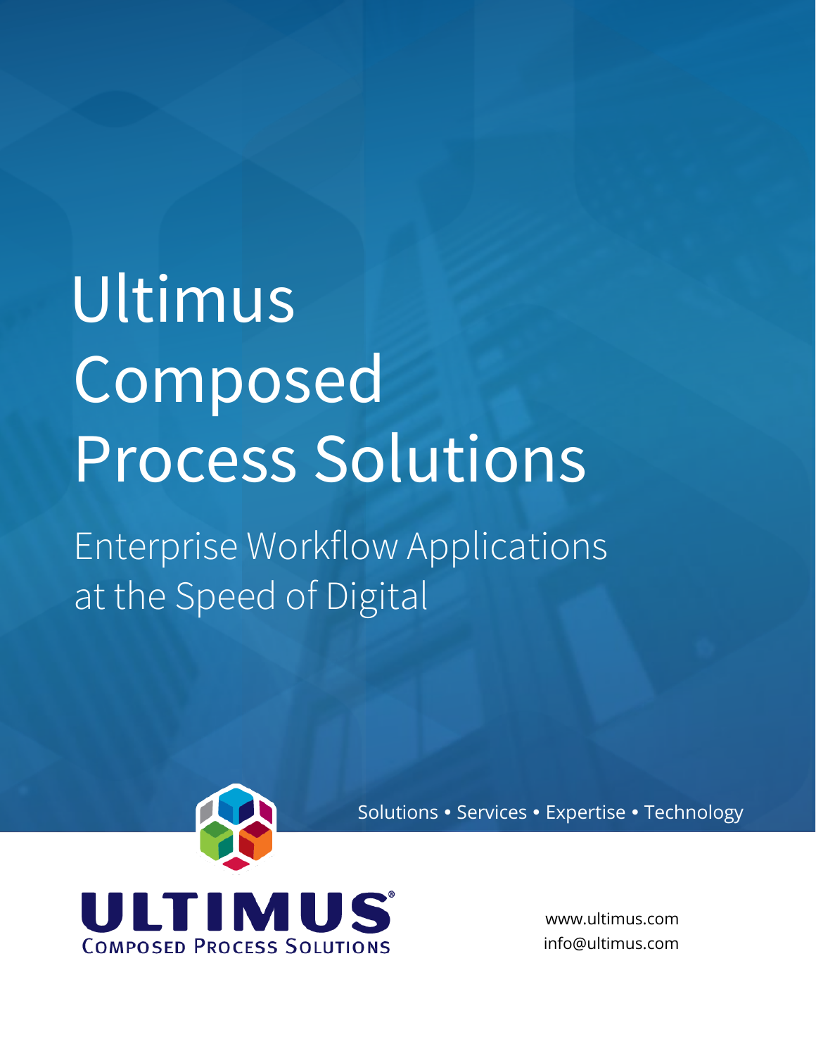# Ultimus Composed Process Solutions

## Enterprise Workflow Applications at the Speed of Digital

Solutions • Services • Expertise • Technology

ULTIMUS®
COMPOSED PROCESS SOLUTIONS

www.ultimus.com
info@ultimus.com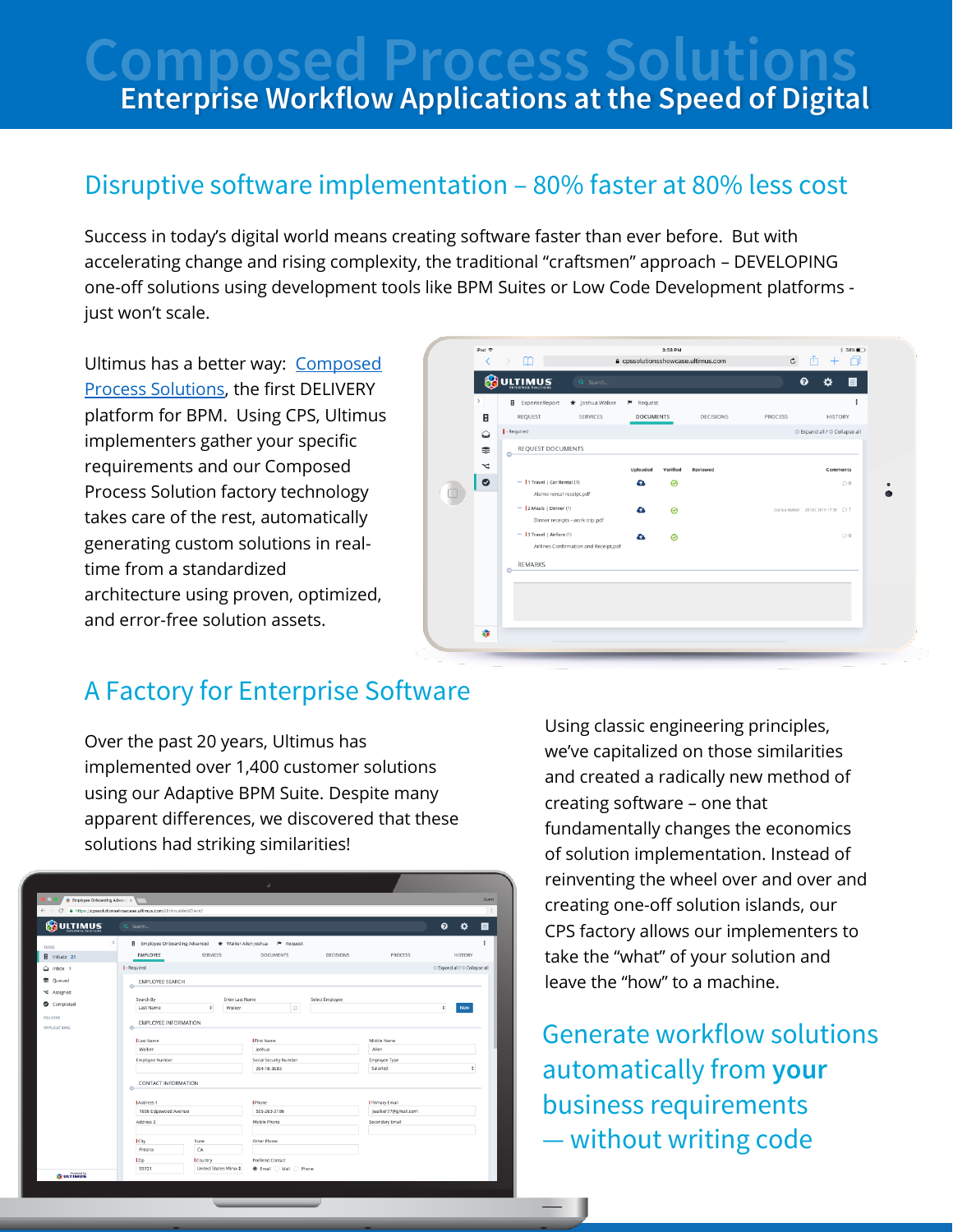# Composed Process Solutions

## Enterprise Workflow Applications at the Speed of Digital

## Disruptive software implementation – 80% faster at 80% less cost

Success in today's digital world means creating software faster than ever before. But with accelerating change and rising complexity, the traditional "craftsmen" approach – DEVELOPING one-off solutions using development tools like BPM Suites or Low Code Development platforms - just won't scale.

Ultimus has a better way: Composed Process Solutions, the first DELIVERY platform for BPM. Using CPS, Ultimus implementers gather your specific requirements and our Composed Process Solution factory technology takes care of the rest, automatically generating custom solutions in real-time from a standardized architecture using proven, optimized, and error-free solution assets.

## A Factory for Enterprise Software

Over the past 20 years, Ultimus has implemented over 1,400 customer solutions using our Adaptive BPM Suite. Despite many apparent differences, we discovered that these solutions had striking similarities!

Using classic engineering principles, we've capitalized on those similarities and created a radically new method of creating software – one that fundamentally changes the economics of solution implementation. Instead of reinventing the wheel over and over and creating one-off solution islands, our CPS factory allows our implementers to take the "what" of your solution and leave the "how" to a machine.

## Generate workflow solutions automatically from **your** business requirements — without writing code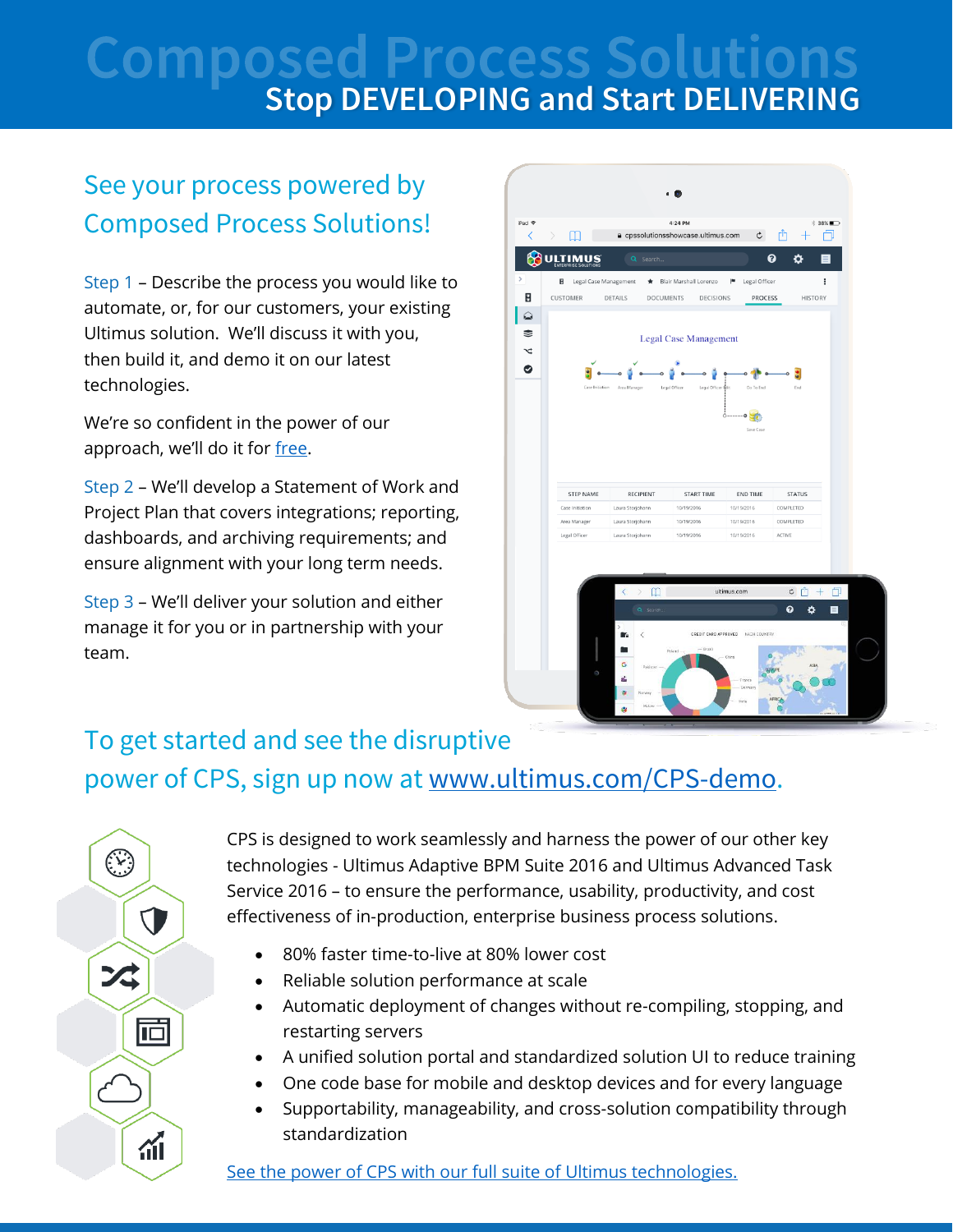# Composed Process Solutions

## Stop DEVELOPING and Start DELIVERING

### See your process powered by Composed Process Solutions!

Step 1 – Describe the process you would like to automate, or, for our customers, your existing Ultimus solution. We'll discuss it with you, then build it, and demo it on our latest technologies.

We're so confident in the power of our approach, we'll do it for free.

Step 2 – We'll develop a Statement of Work and Project Plan that covers integrations; reporting, dashboards, and archiving requirements; and ensure alignment with your long term needs.

Step 3 – We'll deliver your solution and either manage it for you or in partnership with your team.

### To get started and see the disruptive power of CPS, sign up now at www.ultimus.com/CPS-demo.

CPS is designed to work seamlessly and harness the power of our other key technologies - Ultimus Adaptive BPM Suite 2016 and Ultimus Advanced Task Service 2016 – to ensure the performance, usability, productivity, and cost effectiveness of in-production, enterprise business process solutions.

- 80% faster time-to-live at 80% lower cost
- Reliable solution performance at scale
- Automatic deployment of changes without re-compiling, stopping, and restarting servers
- A unified solution portal and standardized solution UI to reduce training
- One code base for mobile and desktop devices and for every language
- Supportability, manageability, and cross-solution compatibility through standardization

See the power of CPS with our full suite of Ultimus technologies.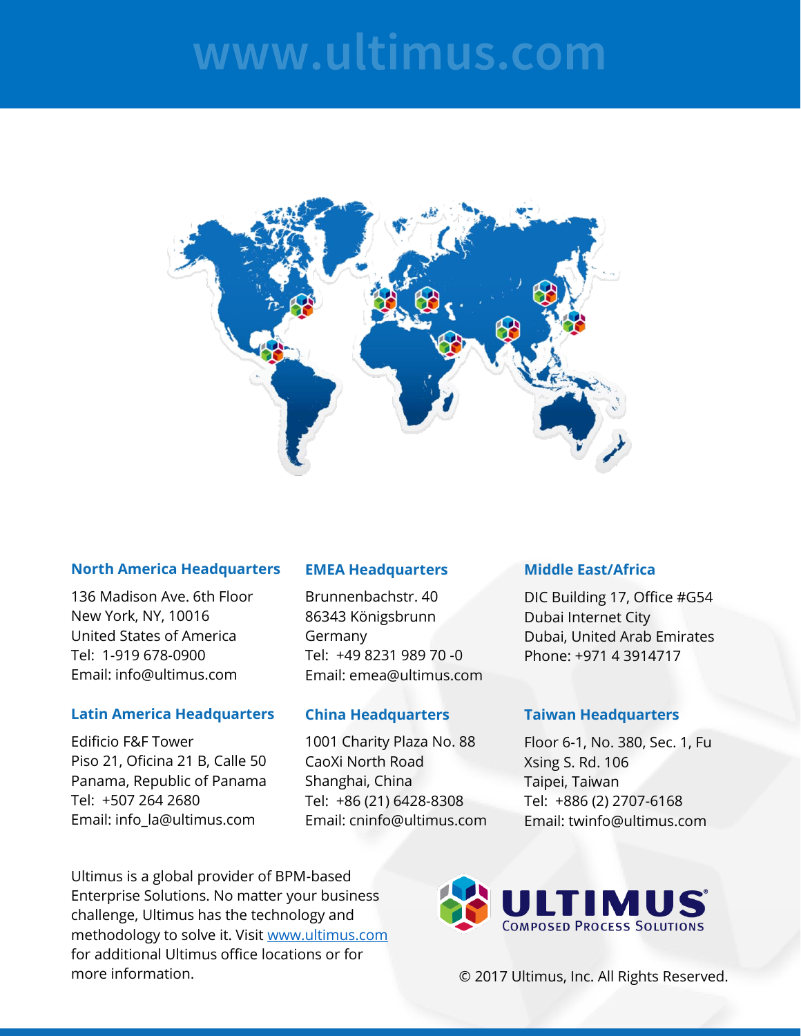www.ultimus.com

### North America Headquarters

136 Madison Ave. 6th Floor
New York, NY, 10016
United States of America
Tel: 1-919 678-0900
Email: info@ultimus.com

### EMEA Headquarters

Brunnenbachstr. 40
86343 Königsbrunn
Germany
Tel: +49 8231 989 70 -0
Email: emea@ultimus.com

### Middle East/Africa

DIC Building 17, Office #G54
Dubai Internet City
Dubai, United Arab Emirates
Phone: +971 4 3914717

### Latin America Headquarters

Edificio F&F Tower
Piso 21, Oficina 21 B, Calle 50
Panama, Republic of Panama
Tel: +507 264 2680
Email: info_la@ultimus.com

### China Headquarters

1001 Charity Plaza No. 88
CaoXi North Road
Shanghai, China
Tel: +86 (21) 6428-8308
Email: cninfo@ultimus.com

### Taiwan Headquarters

Floor 6-1, No. 380, Sec. 1, Fu
Xsing S. Rd. 106
Taipei, Taiwan
Tel: +886 (2) 2707-6168
Email: twinfo@ultimus.com

Ultimus is a global provider of BPM-based Enterprise Solutions. No matter your business challenge, Ultimus has the technology and methodology to solve it. Visit www.ultimus.com for additional Ultimus office locations or for more information.

ULTIMUS®
Composed Process Solutions

© 2017 Ultimus, Inc. All Rights Reserved.